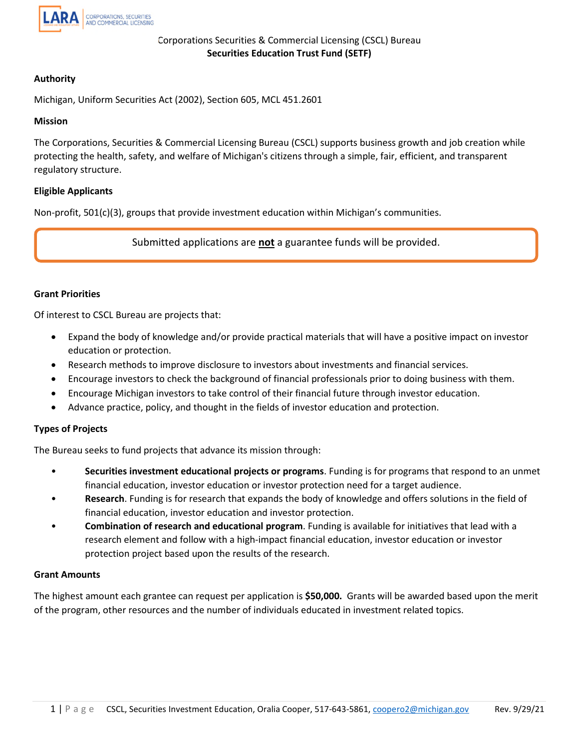Corporations Securities & Commercial Licensing (CSCL) Bureau

**Securities Education Trust Fund (SETF)**

**Authority**

Michigan, Uniform Securities Act (2002), Section 605, MCL 451.2601

**Mission**

The Corporations, Securities & Commercial Licensing Bureau (CSCL) supports business growth and job creation while protecting the health, safety, and welfare of Michigan's citizens through a simple, fair, efficient, and transparent regulatory structure.

**Eligible Applicants**

Non-profit, 501(c)(3), groups that provide investment education within Michigan's communities.

Submitted applications are **not** a guarantee funds will be provided.

**Grant Priorities**

Of interest to CSCL Bureau are projects that:

- Expand the body of knowledge and/or provide practical materials that will have a positive impact on investor education or protection.
- Research methods to improve disclosure to investors about investments and financial services.
- Encourage investors to check the background of financial professionals prior to doing business with them.
- Encourage Michigan investors to take control of their financial future through investor education.
- Advance practice, policy, and thought in the fields of investor education and protection.

**Types of Projects**

The Bureau seeks to fund projects that advance its mission through:

- **Securities investment educational projects or programs**. Funding is for programs that respond to an unmet financial education, investor education or investor protection need for a target audience.
- **Research**. Funding is for research that expands the body of knowledge and offers solutions in the field of financial education, investor education and investor protection.
- **Combination of research and educational program**. Funding is available for initiatives that lead with a research element and follow with a high-impact financial education, investor education or investor protection project based upon the results of the research.

**Grant Amounts**

The highest amount each grantee can request per application is **$50,000.** Grants will be awarded based upon the merit of the program, other resources and the number of individuals educated in investment related topics.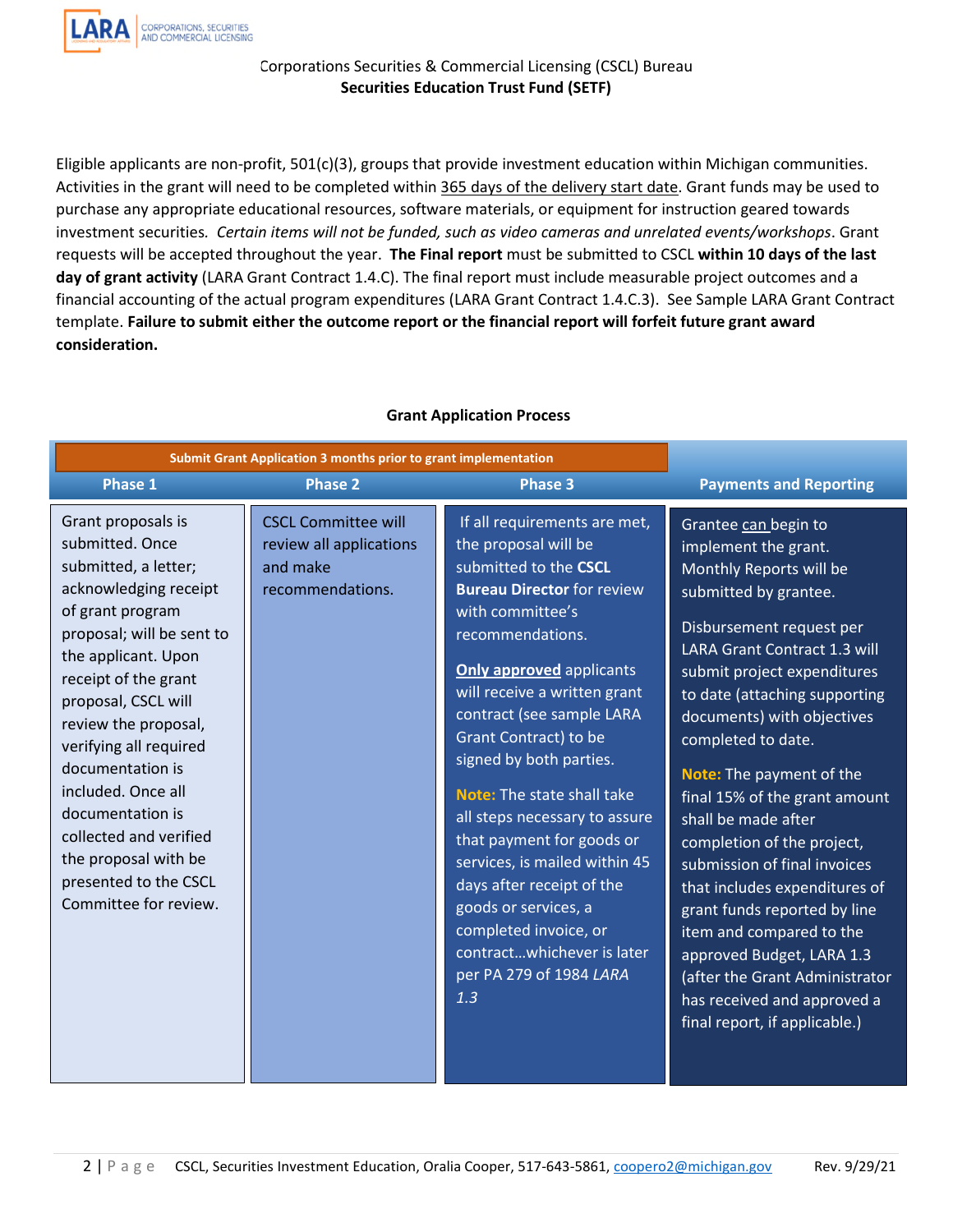Corporations Securities & Commercial Licensing (CSCL) Bureau
**Securities Education Trust Fund (SETF)**

Eligible applicants are non-profit, 501(c)(3), groups that provide investment education within Michigan communities. Activities in the grant will need to be completed within 365 days of the delivery start date. Grant funds may be used to purchase any appropriate educational resources, software materials, or equipment for instruction geared towards investment securities. *Certain items will not be funded, such as video cameras and unrelated events/workshops*. Grant requests will be accepted throughout the year. **The Final report** must be submitted to CSCL **within 10 days of the last day of grant activity** (LARA Grant Contract 1.4.C). The final report must include measurable project outcomes and a financial accounting of the actual program expenditures (LARA Grant Contract 1.4.C.3). See Sample LARA Grant Contract template. **Failure to submit either the outcome report or the financial report will forfeit future grant award consideration.**

**Grant Application Process**

| Submit Grant Application 3 months prior to grant implementation | | | |
|---|---|---|---|
| **Phase 1** | **Phase 2** | **Phase 3** | **Payments and Reporting** |
| Grant proposals is submitted. Once submitted, a letter; acknowledging receipt of grant program proposal; will be sent to the applicant. Upon receipt of the grant proposal, CSCL will review the proposal, verifying all required documentation is included. Once all documentation is collected and verified the proposal with be presented to the CSCL Committee for review. | CSCL Committee will review all applications and make recommendations. | If all requirements are met, the proposal will be submitted to the **CSCL Bureau Director** for review with committee's recommendations.<br><br>**Only approved** applicants will receive a written grant contract (see sample LARA Grant Contract) to be signed by both parties.<br><br>**Note:** The state shall take all steps necessary to assure that payment for goods or services, is mailed within 45 days after receipt of the goods or services, a completed invoice, or contract…whichever is later per PA 279 of 1984 *LARA 1.3* | Grantee can begin to implement the grant. Monthly Reports will be submitted by grantee.<br><br>Disbursement request per LARA Grant Contract 1.3 will submit project expenditures to date (attaching supporting documents) with objectives completed to date.<br><br>**Note:** The payment of the final 15% of the grant amount shall be made after completion of the project, submission of final invoices that includes expenditures of grant funds reported by line item and compared to the approved Budget, LARA 1.3 (after the Grant Administrator has received and approved a final report, if applicable.) |

CSCL, Securities Investment Education, Oralia Cooper, 517-643-5861, coopero2@michigan.gov Rev. 9/29/21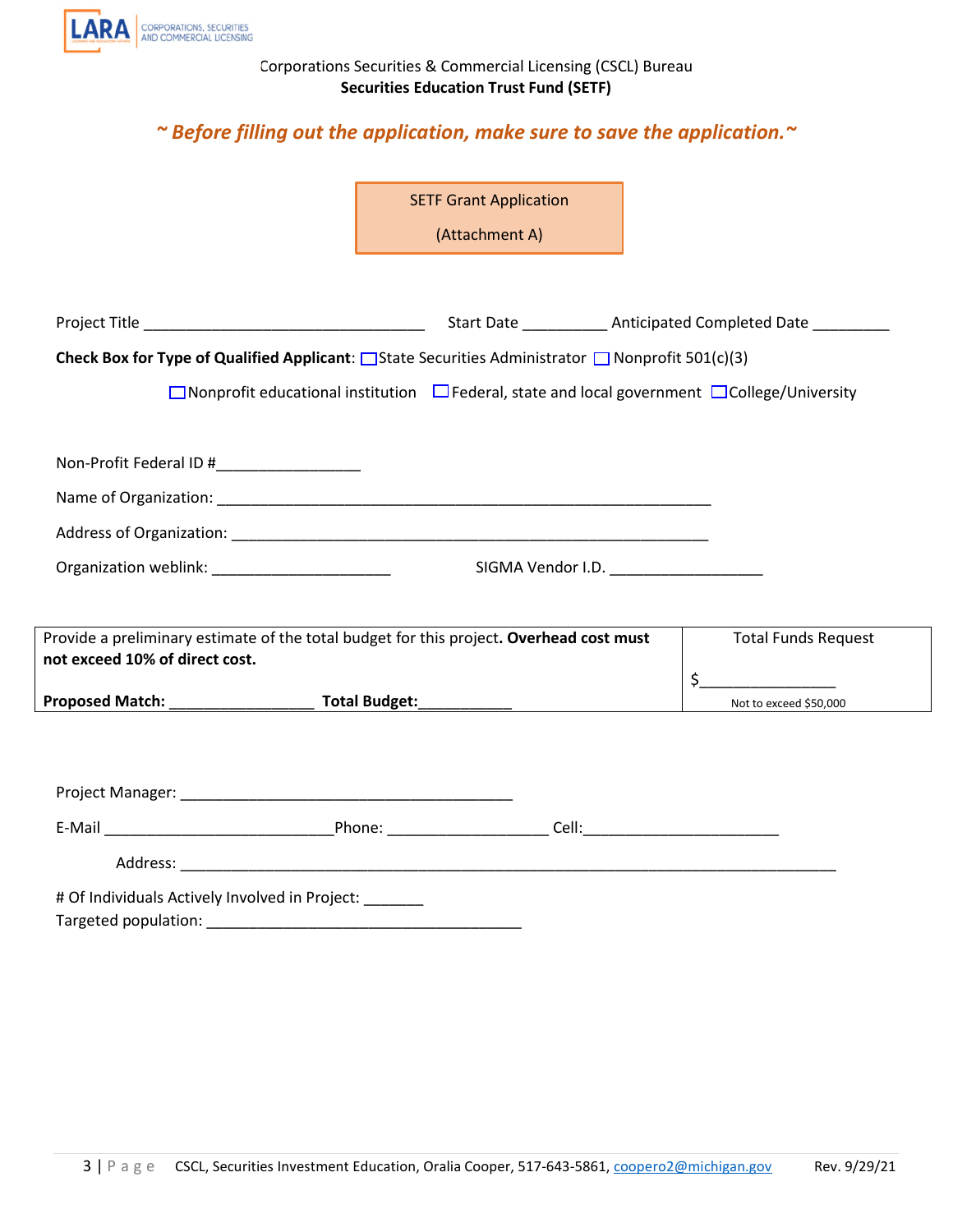Corporations Securities & Commercial Licensing (CSCL) Bureau

**Securities Education Trust Fund (SETF)**

***~ Before filling out the application, make sure to save the application.~***

SETF Grant Application

(Attachment A)

Project Title ________________________________ Start Date __________ Anticipated Completed Date _________

**Check Box for Type of Qualified Applicant**: ☐ State Securities Administrator ☐ Nonprofit 501(c)(3)

☐ Nonprofit educational institution ☐ Federal, state and local government ☐ College/University

Non-Profit Federal ID #________________

Name of Organization: ___________________________________________________________

Address of Organization: ________________________________________________________

Organization weblink: _____________________ SIGMA Vendor I.D. __________________

| Provide a preliminary estimate of the total budget for this project. **Overhead cost must not exceed 10% of direct cost.** | Total Funds Request |
|---|---|
| **Proposed Match:** _________________ **Total Budget:**___________ | $________________ Not to exceed $50,000 |

Project Manager: _______________________________________

E-Mail ___________________________Phone: ___________________ Cell:_______________________

Address: _____________________________________________________________________________

# Of Individuals Actively Involved in Project: _______

Targeted population: _____________________________________

CSCL, Securities Investment Education, Oralia Cooper, 517-643-5861, coopero2@michigan.gov Rev. 9/29/21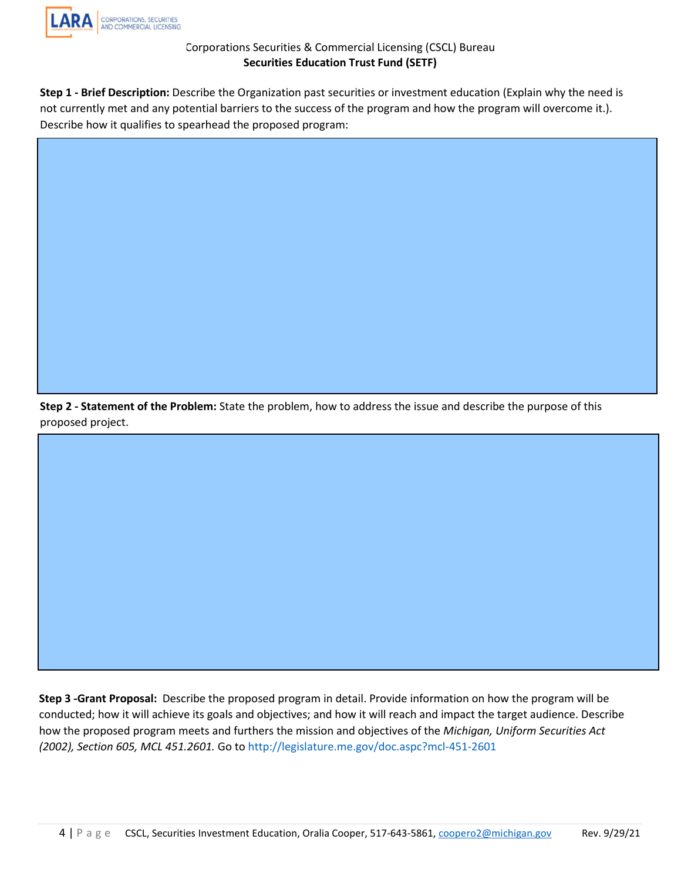Corporations Securities & Commercial Licensing (CSCL) Bureau
**Securities Education Trust Fund (SETF)**

**Step 1 - Brief Description:** Describe the Organization past securities or investment education (Explain why the need is not currently met and any potential barriers to the success of the program and how the program will overcome it.). Describe how it qualifies to spearhead the proposed program:

**Step 2 - Statement of the Problem:** State the problem, how to address the issue and describe the purpose of this proposed project.

**Step 3 -Grant Proposal:** Describe the proposed program in detail. Provide information on how the program will be conducted; how it will achieve its goals and objectives; and how it will reach and impact the target audience. Describe how the proposed program meets and furthers the mission and objectives of the *Michigan, Uniform Securities Act (2002), Section 605, MCL 451.2601.* Go to http://legislature.me.gov/doc.aspc?mcl-451-2601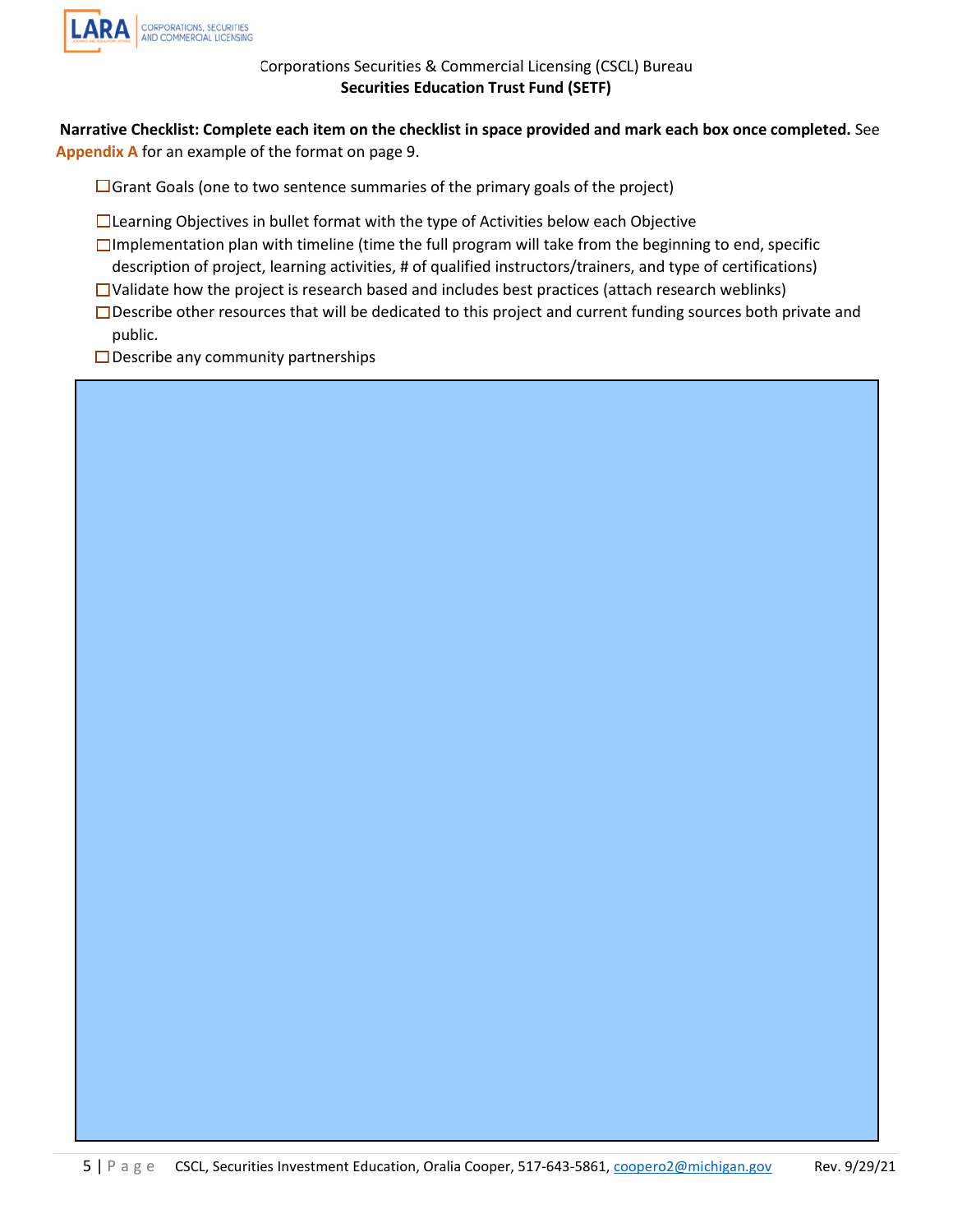Corporations Securities & Commercial Licensing (CSCL) Bureau

**Securities Education Trust Fund (SETF)**

**Narrative Checklist: Complete each item on the checklist in space provided and mark each box once completed.** See **Appendix A** for an example of the format on page 9.

- ☐ Grant Goals (one to two sentence summaries of the primary goals of the project)
- ☐ Learning Objectives in bullet format with the type of Activities below each Objective
- ☐ Implementation plan with timeline (time the full program will take from the beginning to end, specific description of project, learning activities, # of qualified instructors/trainers, and type of certifications)
- ☐ Validate how the project is research based and includes best practices (attach research weblinks)
- ☐ Describe other resources that will be dedicated to this project and current funding sources both private and public.
- ☐ Describe any community partnerships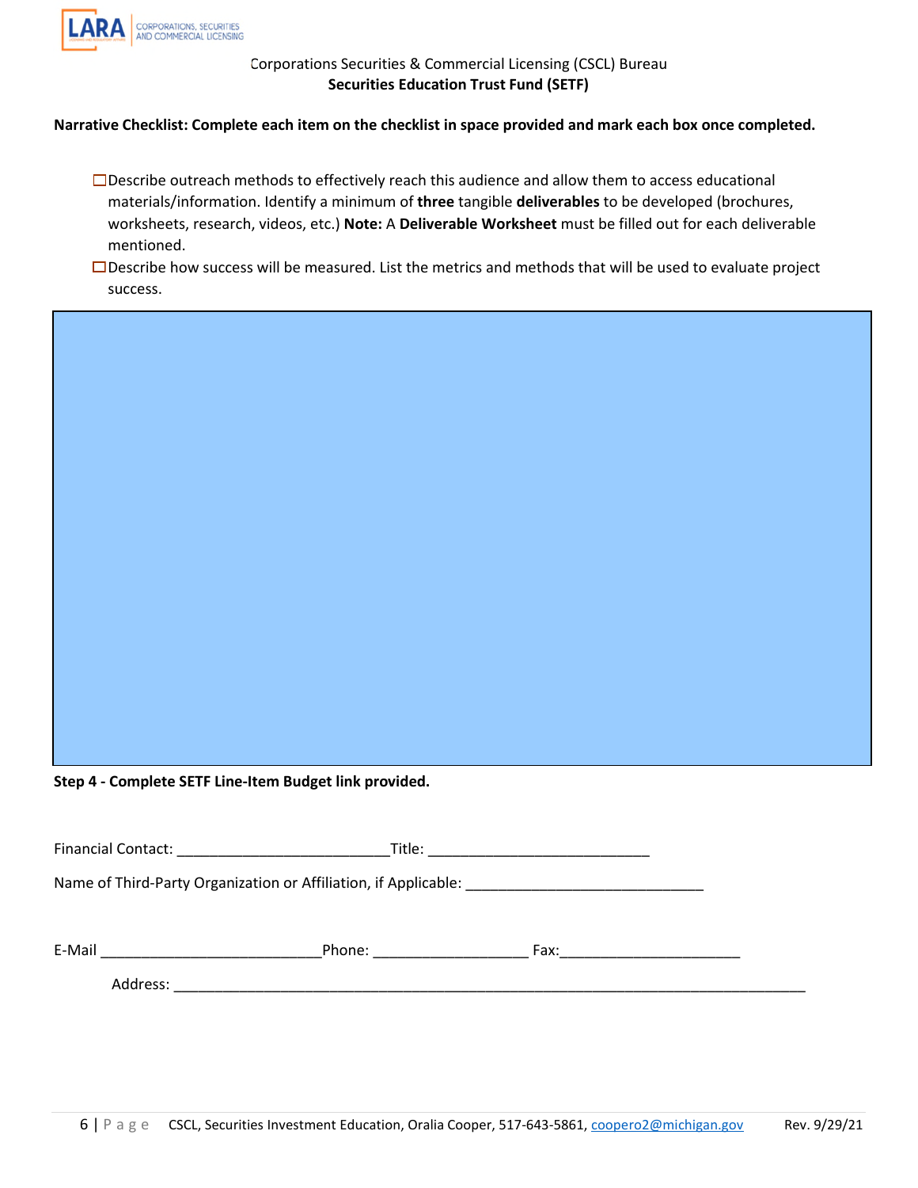Corporations Securities & Commercial Licensing (CSCL) Bureau

**Securities Education Trust Fund (SETF)**

**Narrative Checklist: Complete each item on the checklist in space provided and mark each box once completed.**

- ☐ Describe outreach methods to effectively reach this audience and allow them to access educational materials/information. Identify a minimum of **three** tangible **deliverables** to be developed (brochures, worksheets, research, videos, etc.) **Note:** A **Deliverable Worksheet** must be filled out for each deliverable mentioned.
- ☐ Describe how success will be measured. List the metrics and methods that will be used to evaluate project success.

**Step 4 - Complete SETF Line-Item Budget link provided.**

Financial Contact: __________________________ Title: ___________________________

Name of Third-Party Organization or Affiliation, if Applicable: _____________________________

E-Mail ___________________________ Phone: ___________________ Fax: _____________________

Address: _____________________________________________________________________________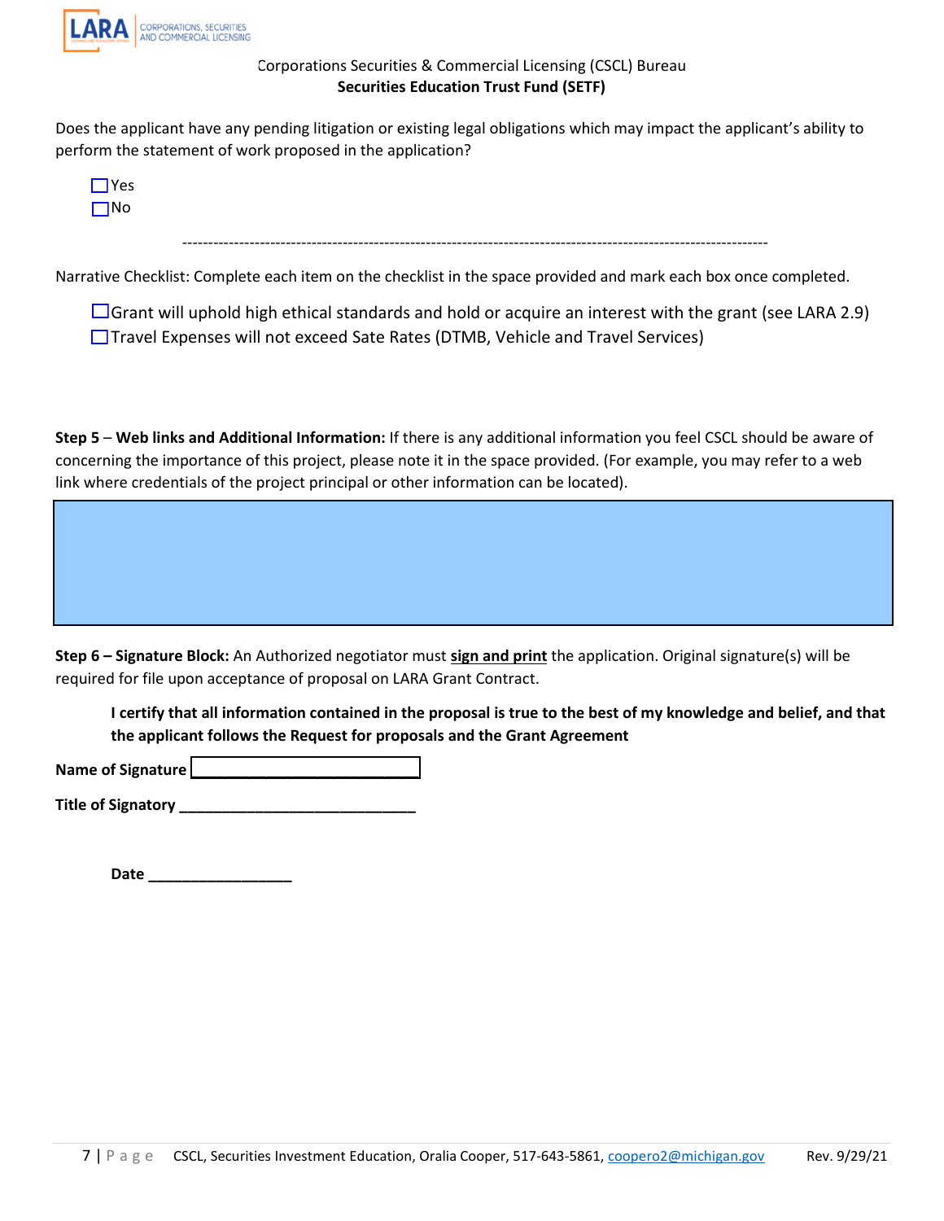Corporations Securities & Commercial Licensing (CSCL) Bureau
**Securities Education Trust Fund (SETF)**

Does the applicant have any pending litigation or existing legal obligations which may impact the applicant's ability to perform the statement of work proposed in the application?

- ☐ Yes
- ☐ No

---

Narrative Checklist: Complete each item on the checklist in the space provided and mark each box once completed.

- ☐ Grant will uphold high ethical standards and hold or acquire an interest with the grant (see LARA 2.9)
- ☐ Travel Expenses will not exceed Sate Rates (DTMB, Vehicle and Travel Services)

**Step 5** – **Web links and Additional Information:** If there is any additional information you feel CSCL should be aware of concerning the importance of this project, please note it in the space provided. (For example, you may refer to a web link where credentials of the project principal or other information can be located).

**Step 6 – Signature Block:** An Authorized negotiator must **sign and print** the application. Original signature(s) will be required for file upon acceptance of proposal on LARA Grant Contract.

**I certify that all information contained in the proposal is true to the best of my knowledge and belief, and that the applicant follows the Request for proposals and the Grant Agreement**

**Name of Signature** ____________________________

**Title of Signatory** ____________________________

**Date** _________________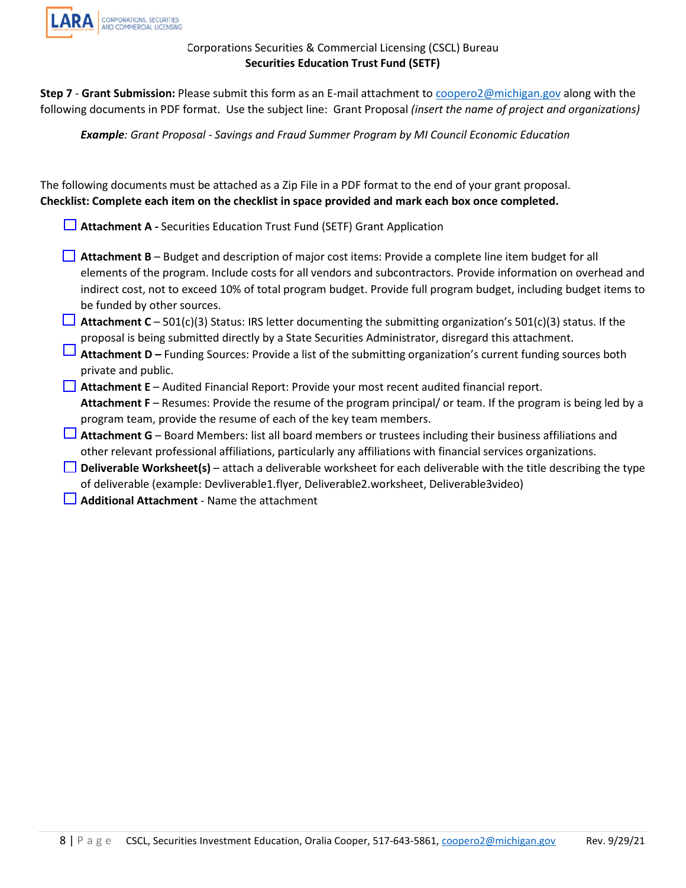Corporations Securities & Commercial Licensing (CSCL) Bureau

**Securities Education Trust Fund (SETF)**

**Step 7** - **Grant Submission:** Please submit this form as an E-mail attachment to coopero2@michigan.gov along with the following documents in PDF format. Use the subject line: Grant Proposal *(insert the name of project and organizations)*

***Example**: Grant Proposal - Savings and Fraud Summer Program by MI Council Economic Education*

The following documents must be attached as a Zip File in a PDF format to the end of your grant proposal.
**Checklist: Complete each item on the checklist in space provided and mark each box once completed.**

- ☐ **Attachment A -** Securities Education Trust Fund (SETF) Grant Application
- ☐ **Attachment B** – Budget and description of major cost items: Provide a complete line item budget for all elements of the program. Include costs for all vendors and subcontractors. Provide information on overhead and indirect cost, not to exceed 10% of total program budget. Provide full program budget, including budget items to be funded by other sources.
- ☐ **Attachment C** – 501(c)(3) Status: IRS letter documenting the submitting organization's 501(c)(3) status. If the proposal is being submitted directly by a State Securities Administrator, disregard this attachment.
- ☐ **Attachment D –** Funding Sources: Provide a list of the submitting organization's current funding sources both private and public.
- ☐ **Attachment E** – Audited Financial Report: Provide your most recent audited financial report.
  **Attachment F** – Resumes: Provide the resume of the program principal/ or team. If the program is being led by a program team, provide the resume of each of the key team members.
- ☐ **Attachment G** – Board Members: list all board members or trustees including their business affiliations and other relevant professional affiliations, particularly any affiliations with financial services organizations.
- ☐ **Deliverable Worksheet(s)** – attach a deliverable worksheet for each deliverable with the title describing the type of deliverable (example: Devliverable1.flyer, Deliverable2.worksheet, Deliverable3video)
- ☐ **Additional Attachment** - Name the attachment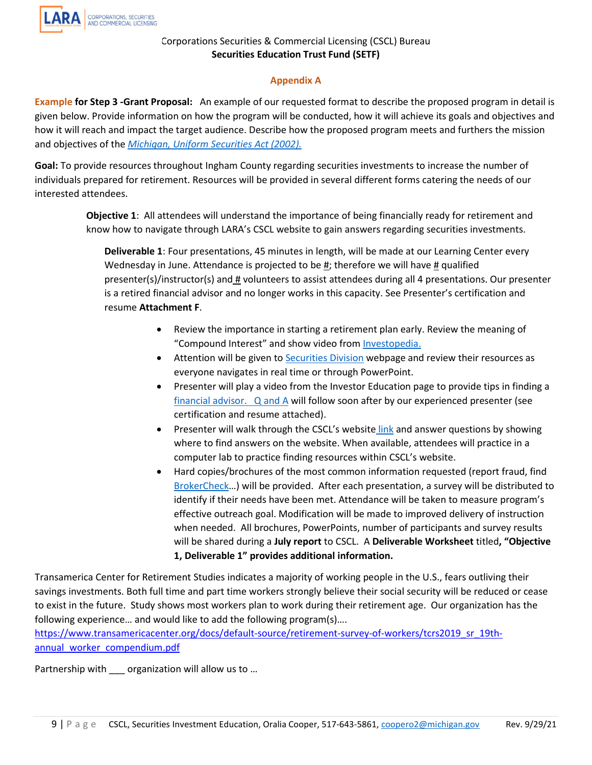Corporations Securities & Commercial Licensing (CSCL) Bureau

**Securities Education Trust Fund (SETF)**

## Appendix A

**Example for Step 3 -Grant Proposal:** An example of our requested format to describe the proposed program in detail is given below. Provide information on how the program will be conducted, how it will achieve its goals and objectives and how it will reach and impact the target audience. Describe how the proposed program meets and furthers the mission and objectives of the *Michigan, Uniform Securities Act (2002).*

**Goal:** To provide resources throughout Ingham County regarding securities investments to increase the number of individuals prepared for retirement. Resources will be provided in several different forms catering the needs of our interested attendees.

> **Objective 1**: All attendees will understand the importance of being financially ready for retirement and know how to navigate through LARA's CSCL website to gain answers regarding securities investments.
>
> **Deliverable 1**: Four presentations, 45 minutes in length, will be made at our Learning Center every Wednesday in June. Attendance is projected to be #; therefore we will have # qualified presenter(s)/instructor(s) and # volunteers to assist attendees during all 4 presentations. Our presenter is a retired financial advisor and no longer works in this capacity. See Presenter's certification and resume **Attachment F**.
>
> - Review the importance in starting a retirement plan early. Review the meaning of "Compound Interest" and show video from Investopedia.
> - Attention will be given to Securities Division webpage and review their resources as everyone navigates in real time or through PowerPoint.
> - Presenter will play a video from the Investor Education page to provide tips in finding a financial advisor. Q and A will follow soon after by our experienced presenter (see certification and resume attached).
> - Presenter will walk through the CSCL's website link and answer questions by showing where to find answers on the website. When available, attendees will practice in a computer lab to practice finding resources within CSCL's website.
> - Hard copies/brochures of the most common information requested (report fraud, find BrokerCheck…) will be provided. After each presentation, a survey will be distributed to identify if their needs have been met. Attendance will be taken to measure program's effective outreach goal. Modification will be made to improved delivery of instruction when needed. All brochures, PowerPoints, number of participants and survey results will be shared during a **July report** to CSCL. A **Deliverable Worksheet** titled**, "Objective 1, Deliverable 1" provides additional information.**

Transamerica Center for Retirement Studies indicates a majority of working people in the U.S., fears outliving their savings investments. Both full time and part time workers strongly believe their social security will be reduced or cease to exist in the future. Study shows most workers plan to work during their retirement age. Our organization has the following experience… and would like to add the following program(s)….
https://www.transamericacenter.org/docs/default-source/retirement-survey-of-workers/tcrs2019_sr_19th-annual_worker_compendium.pdf

Partnership with ___ organization will allow us to …